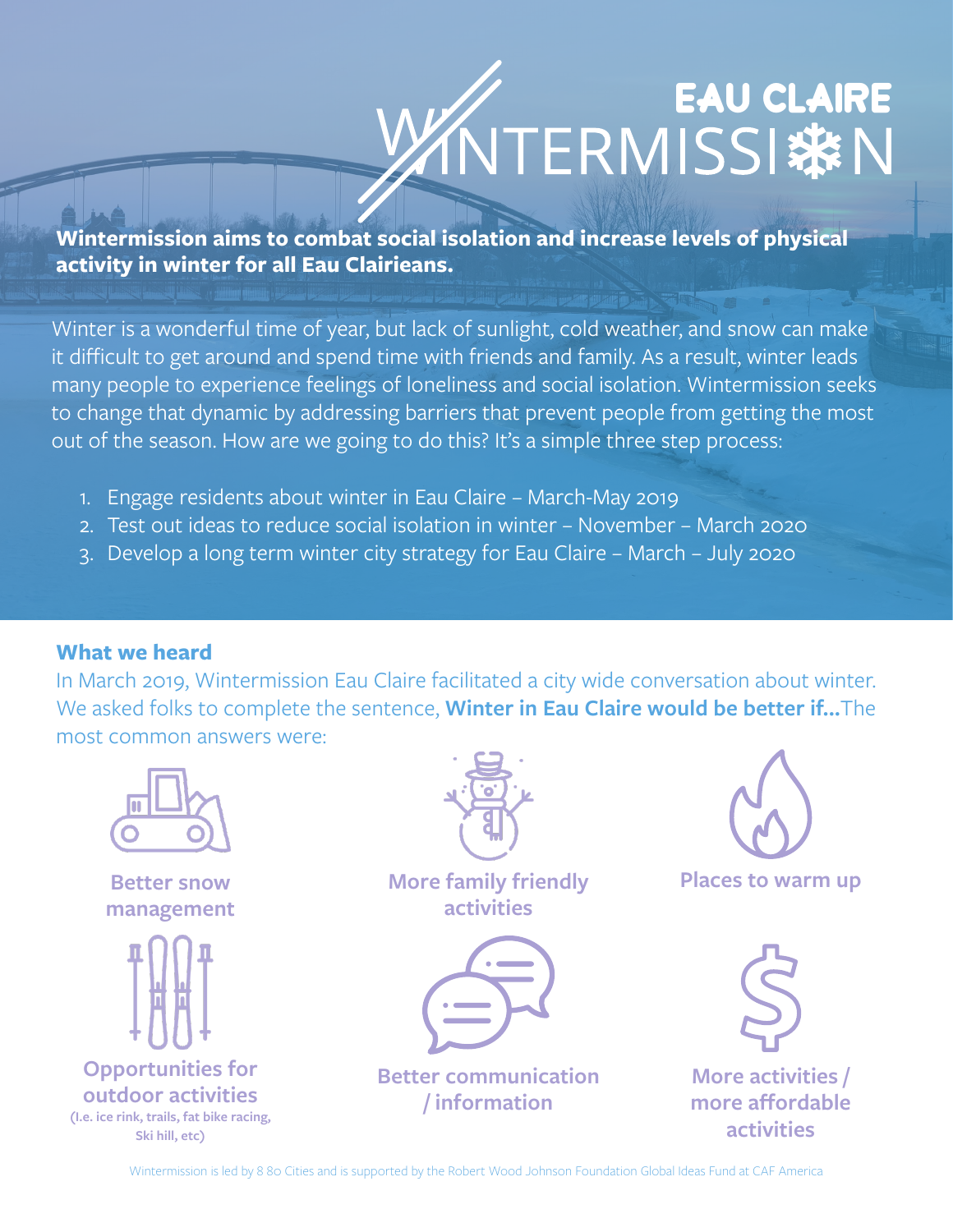# EAU CLAIRE WINTERMISSION

**Wintermission aims to combat social isolation and increase levels of physical activity in winter for all Eau Clairieans.**

Winter is a wonderful time of year, but lack of sunlight, cold weather, and snow can make it difficult to get around and spend time with friends and family. As a result, winter leads many people to experience feelings of loneliness and social isolation. Wintermission seeks to change that dynamic by addressing barriers that prevent people from getting the most out of the season. How are we going to do this? It's a simple three step process:

1. Engage residents about winter in Eau Claire – March-May 2019
2. Test out ideas to reduce social isolation in winter – November – March 2020
3. Develop a long term winter city strategy for Eau Claire – March – July 2020

## What we heard

In March 2019, Wintermission Eau Claire facilitated a city wide conversation about winter. We asked folks to complete the sentence, **Winter in Eau Claire would be better if...** The most common answers were:

- **Better snow management**
- **More family friendly activities**
- **Places to warm up**
- **Opportunities for outdoor activities** (I.e. ice rink, trails, fat bike racing, Ski hill, etc)
- **Better communication / information**
- **More activities / more affordable activities**

Wintermission is led by 8 80 Cities and is supported by the Robert Wood Johnson Foundation Global Ideas Fund at CAF America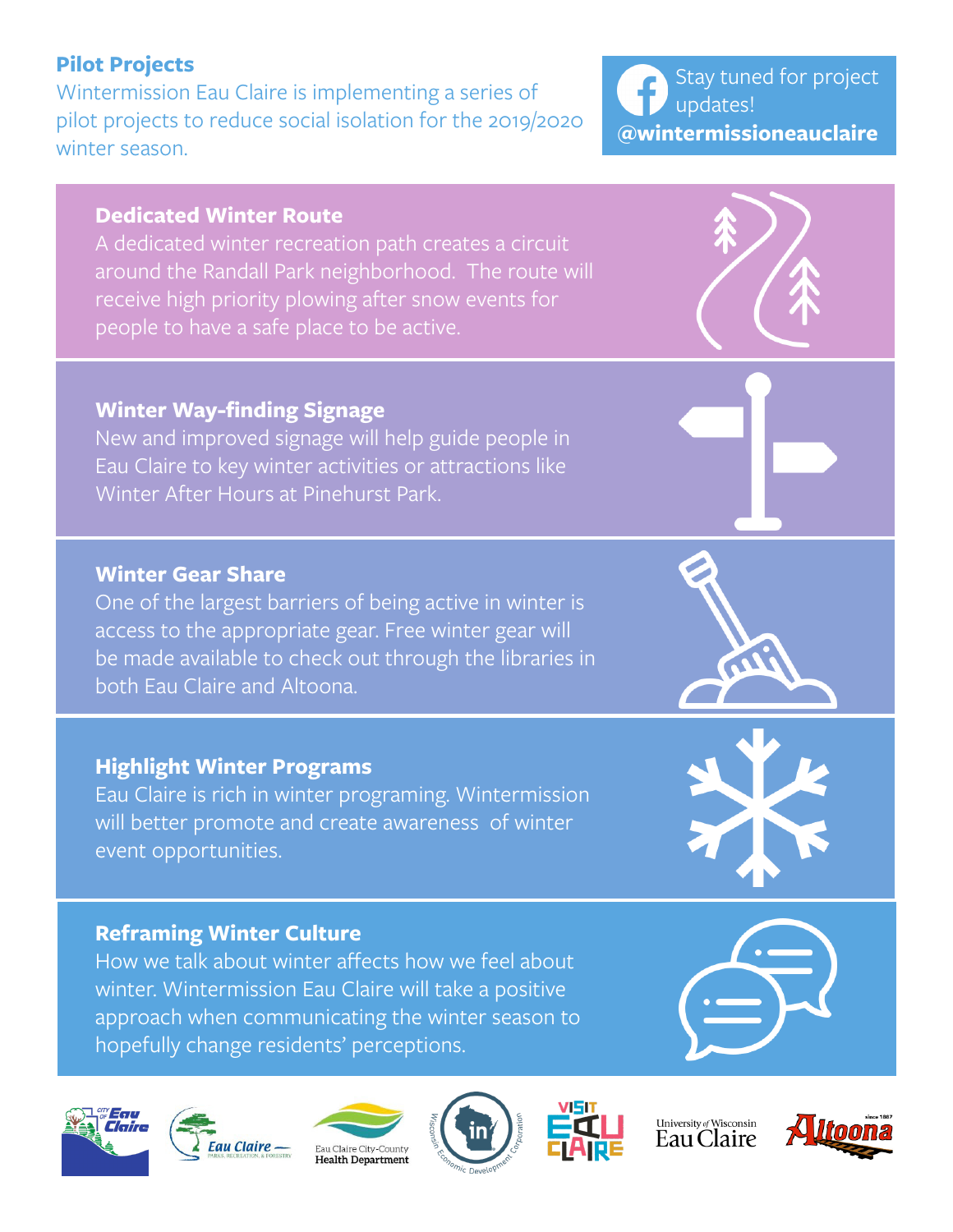## Pilot Projects

Wintermission Eau Claire is implementing a series of pilot projects to reduce social isolation for the 2019/2020 winter season.

Stay tuned for project updates!
**@wintermissioneauclaire**

### Dedicated Winter Route

A dedicated winter recreation path creates a circuit around the Randall Park neighborhood. The route will receive high priority plowing after snow events for people to have a safe place to be active.

### Winter Way-finding Signage

New and improved signage will help guide people in Eau Claire to key winter activities or attractions like Winter After Hours at Pinehurst Park.

### Winter Gear Share

One of the largest barriers of being active in winter is access to the appropriate gear. Free winter gear will be made available to check out through the libraries in both Eau Claire and Altoona.

### Highlight Winter Programs

Eau Claire is rich in winter programing. Wintermission will better promote and create awareness of winter event opportunities.

### Reframing Winter Culture

How we talk about winter affects how we feel about winter. Wintermission Eau Claire will take a positive approach when communicating the winter season to hopefully change residents' perceptions.

City of Eau Claire | Eau Claire Parks, Recreation, & Forestry | Eau Claire City-County Health Department | Wisconsin Economic Development Corporation | Visit Eau Claire | University of Wisconsin Eau Claire | Altoona